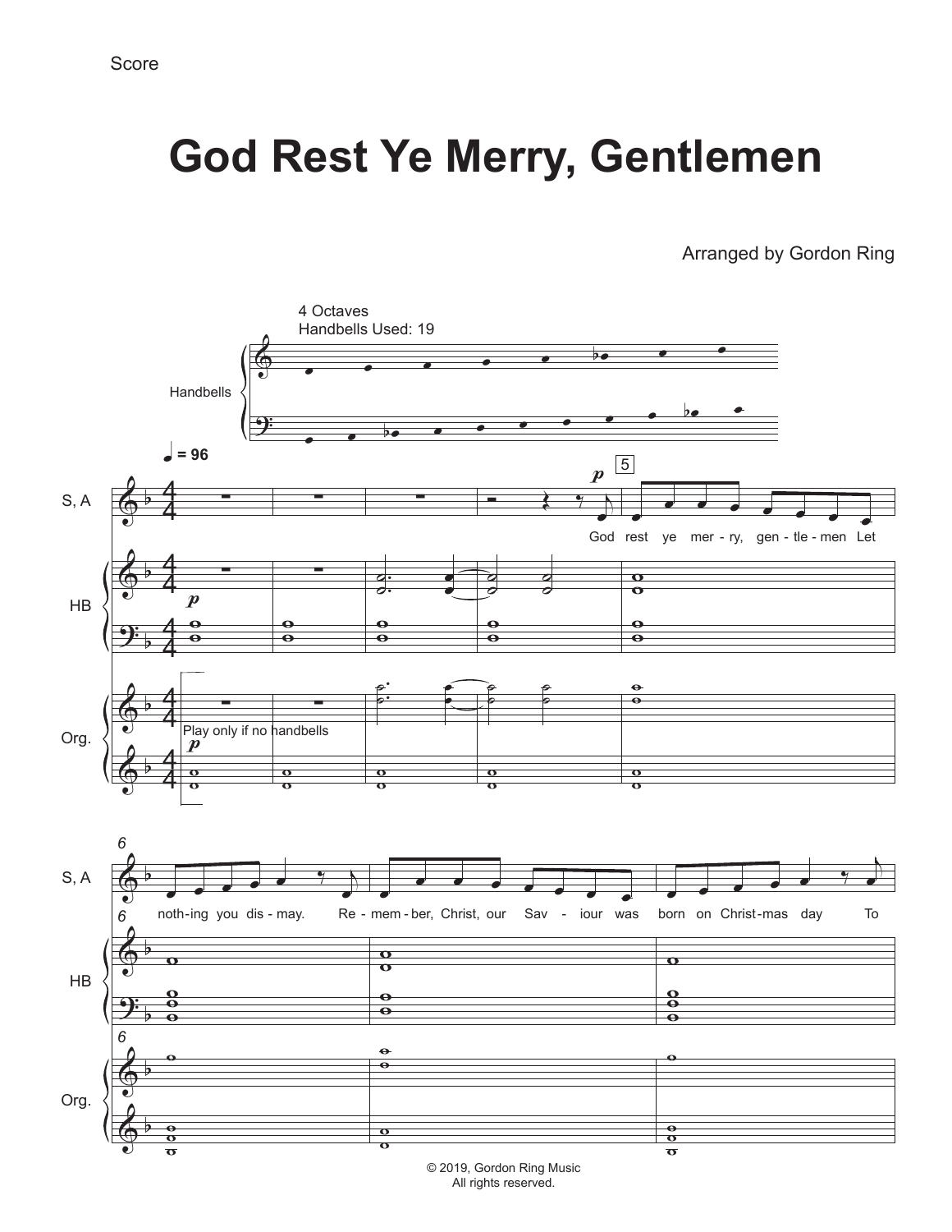Score

# God Rest Ye Merry, Gentlemen

Arranged by Gordon Ring

4 Octaves
Handbells Used: 19

Handbells

♩ = 96

S, A

HB

Org.

*p*

5

God rest ye mer - ry, gen - tle - men Let

Play only if no handbells

6

noth - ing you dis - may. Re - mem - ber, Christ, our Sav - iour was born on Christ - mas day To

© 2019, Gordon Ring Music
All rights reserved.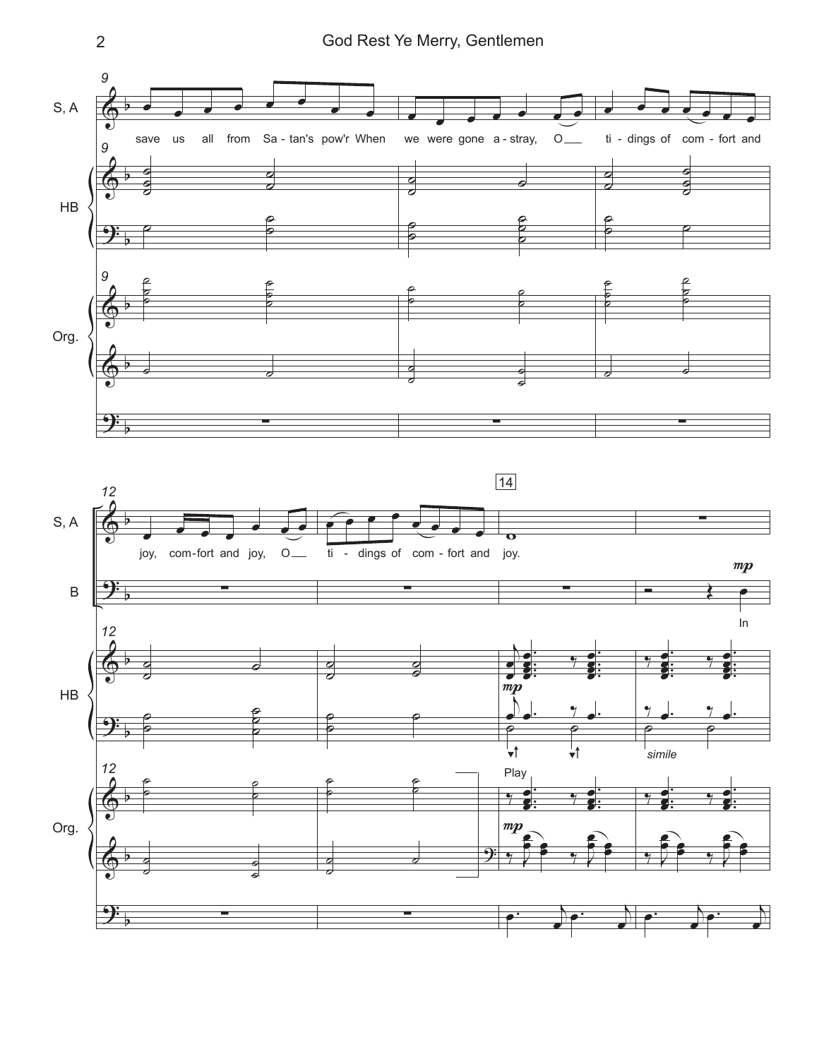save us all from Sa - tan's pow'r When we were gone a - stray, O ti - dings of com - fort and

joy, com-fort and joy, O ti - dings of com - fort and joy.

In

*mp*

*simile*

Play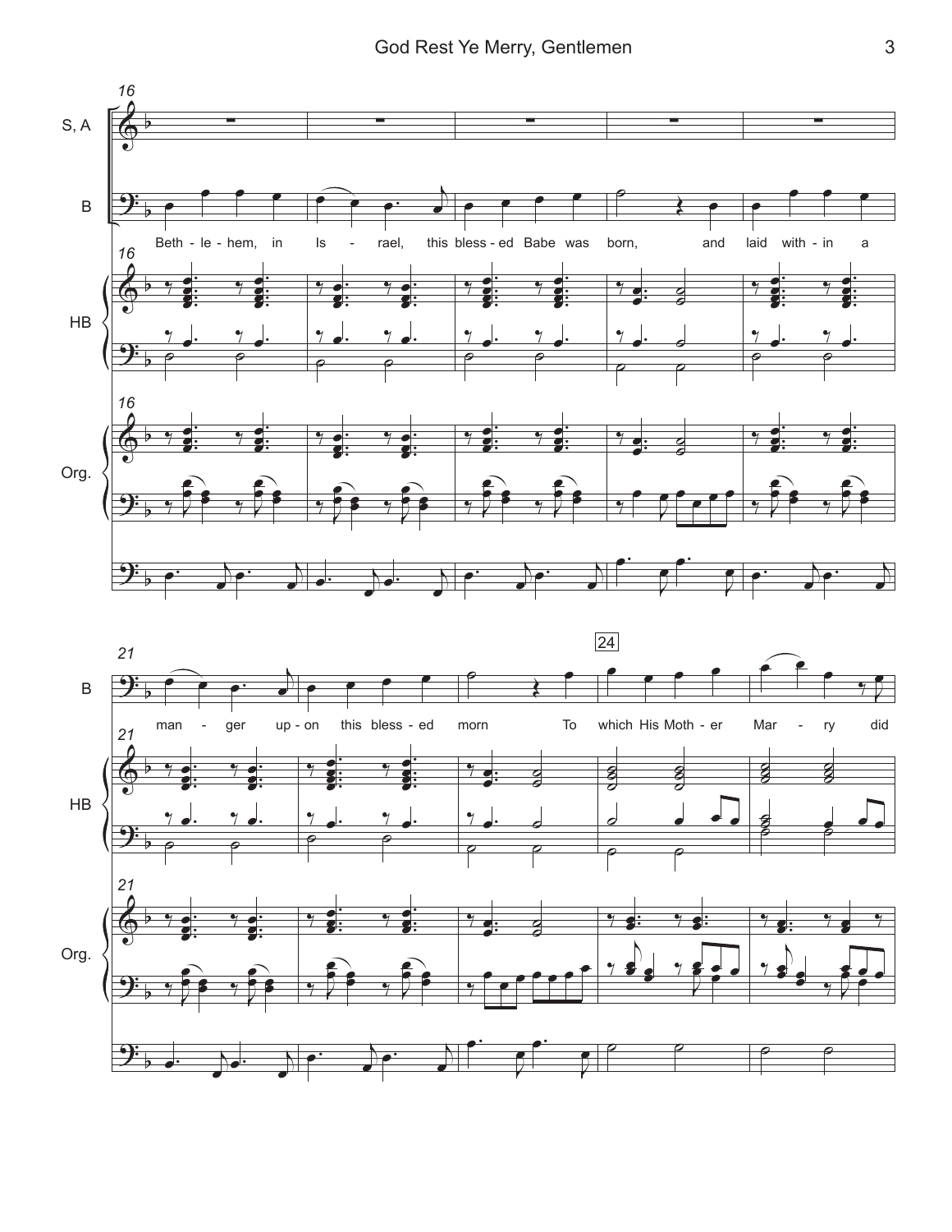S, A

B

Beth - le - hem, in Is - rael, this bless - ed Babe was born, and laid with - in a

HB

Org.

B

man - ger up - on this bless - ed morn To which His Moth - er Mar - ry did

HB

Org.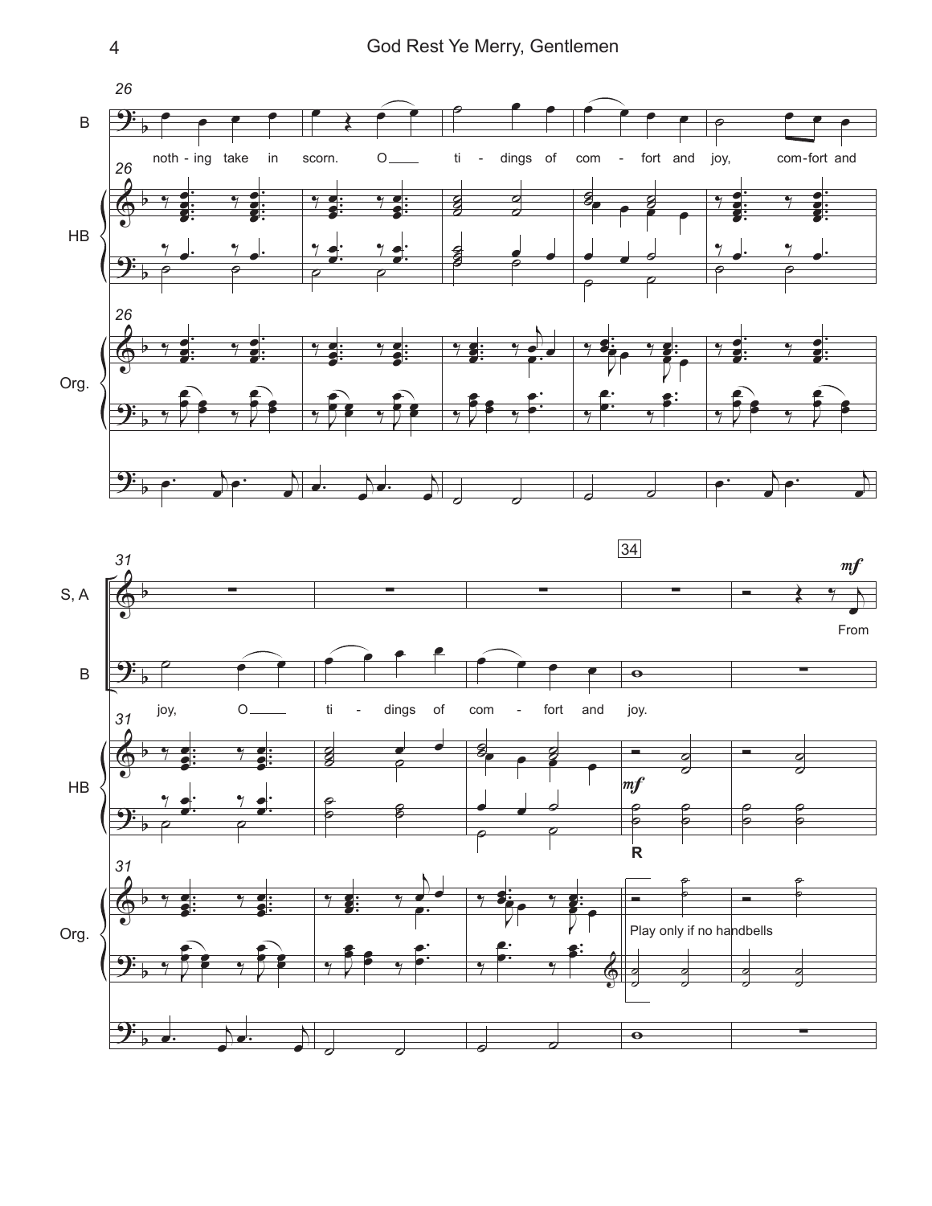26

B

noth - ing take in scorn. O ti - dings of com - fort and joy, com-fort and

HB

Org.

31

S, A

B

joy, O ti - dings of com - fort and joy.

34

*mf*

From

HB

*mf*

R

Org.

Play only if no handbells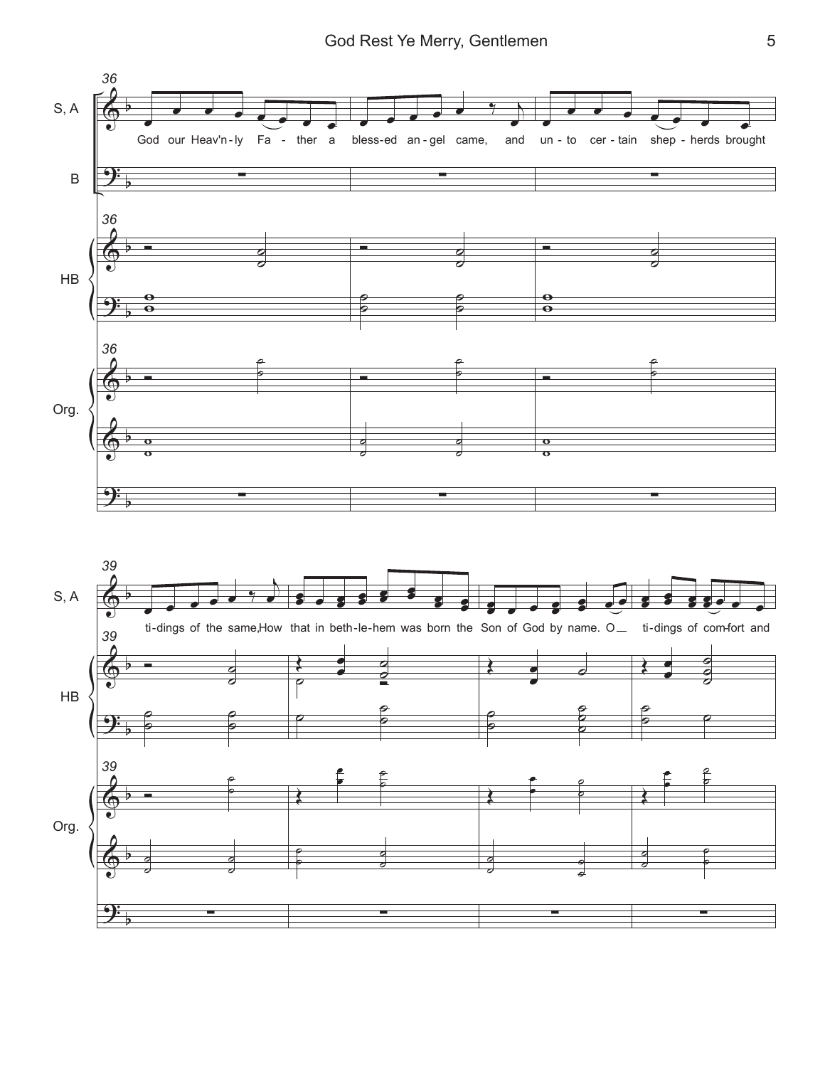36

S, A

God our Heav'n-ly Fa - ther a bless-ed an-gel came, and un-to cer-tain shep-herds brought

B

HB

Org.

39

S, A

ti-dings of the same, How that in beth-le-hem was born the Son of God by name. O ti-dings of com-fort and

HB

Org.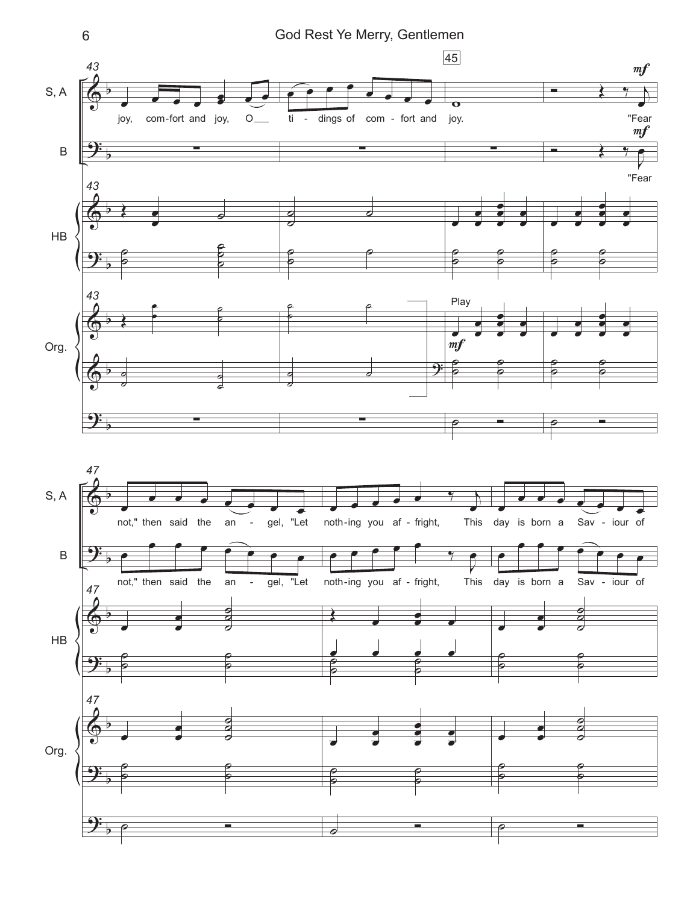S, A

joy, com-fort and joy, O ti - dings of com - fort and joy. "Fear

B

"Fear

HB

Org.

Play

*mf*

S, A

not," then said the an - gel, "Let noth-ing you af - fright, This day is born a Sav - iour of

B

not," then said the an - gel, "Let noth-ing you af - fright, This day is born a Sav - iour of

HB

Org.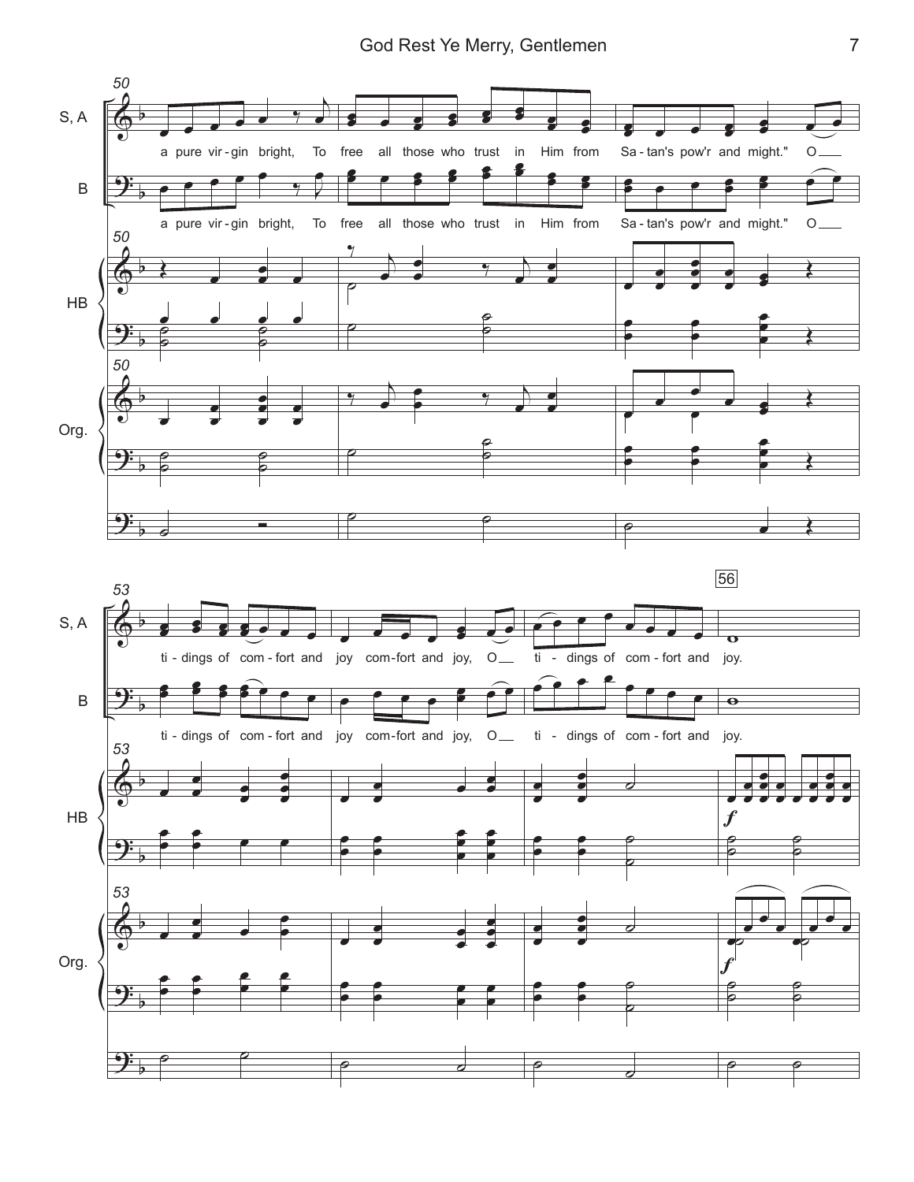S, A

B

HB

Org.

50

a pure vir - gin bright, To free all those who trust in Him from Sa - tan's pow'r and might." O

53

ti - dings of com - fort and joy com - fort and joy, O ti - dings of com - fort and joy.

56

*f*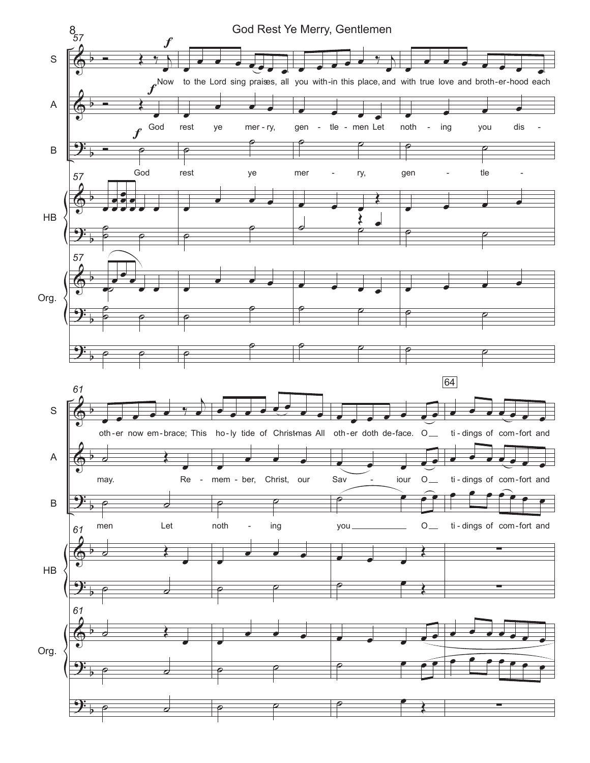S: Now to the Lord sing praises, all you with-in this place, and with true love and broth-er-hood each oth-er now em-brace; This ho-ly tide of Christ-mas All oth-er doth de-face. O ti-dings of com-fort and

A: God rest ye mer-ry, gen-tle-men Let noth-ing you dis-may. Re-mem-ber, Christ, our Sav-iour O ti-dings of com-fort and

B: God rest ye mer-ry, gen-tle-men Let noth-ing you O ti-dings of com-fort and

S, A, B, HB, Org.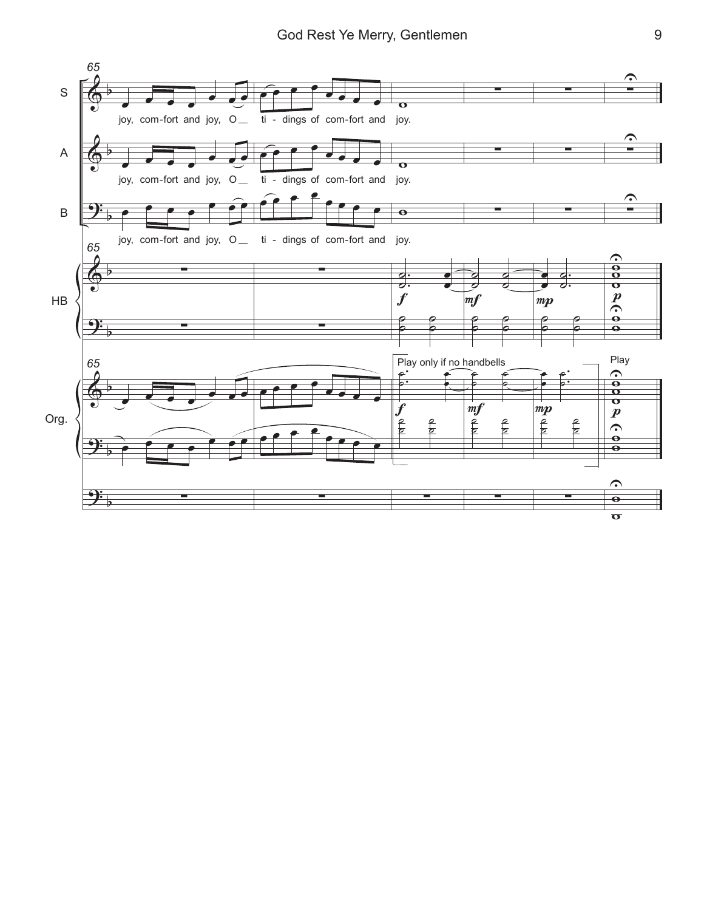65

S

joy, com-fort and joy, O ti - dings of com-fort and joy.

A

joy, com-fort and joy, O ti - dings of com-fort and joy.

B

joy, com-fort and joy, O ti - dings of com-fort and joy.

65

HB

*f* *mf* *mp* *p*

65

Play only if no handbells

Play

Org.

*f* *mf* *mp* *p*